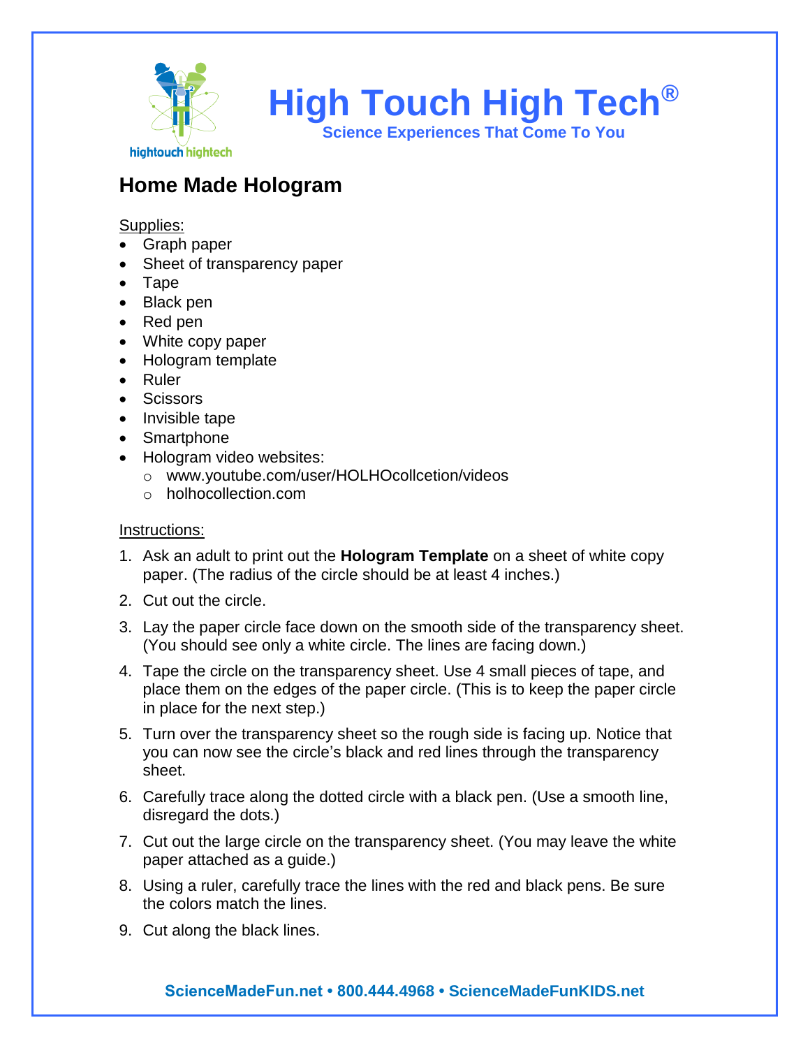# High Touch High Tech®

**Science Experiences That Come To You**

## Home Made Hologram

Supplies:

- Graph paper
- Sheet of transparency paper
- Tape
- Black pen
- Red pen
- White copy paper
- Hologram template
- Ruler
- Scissors
- Invisible tape
- Smartphone
- Hologram video websites:
  - www.youtube.com/user/HOLHOcollcetion/videos
  - holhocollection.com

Instructions:

1. Ask an adult to print out the **Hologram Template** on a sheet of white copy paper. (The radius of the circle should be at least 4 inches.)
2. Cut out the circle.
3. Lay the paper circle face down on the smooth side of the transparency sheet. (You should see only a white circle. The lines are facing down.)
4. Tape the circle on the transparency sheet. Use 4 small pieces of tape, and place them on the edges of the paper circle. (This is to keep the paper circle in place for the next step.)
5. Turn over the transparency sheet so the rough side is facing up. Notice that you can now see the circle's black and red lines through the transparency sheet.
6. Carefully trace along the dotted circle with a black pen. (Use a smooth line, disregard the dots.)
7. Cut out the large circle on the transparency sheet. (You may leave the white paper attached as a guide.)
8. Using a ruler, carefully trace the lines with the red and black pens. Be sure the colors match the lines.
9. Cut along the black lines.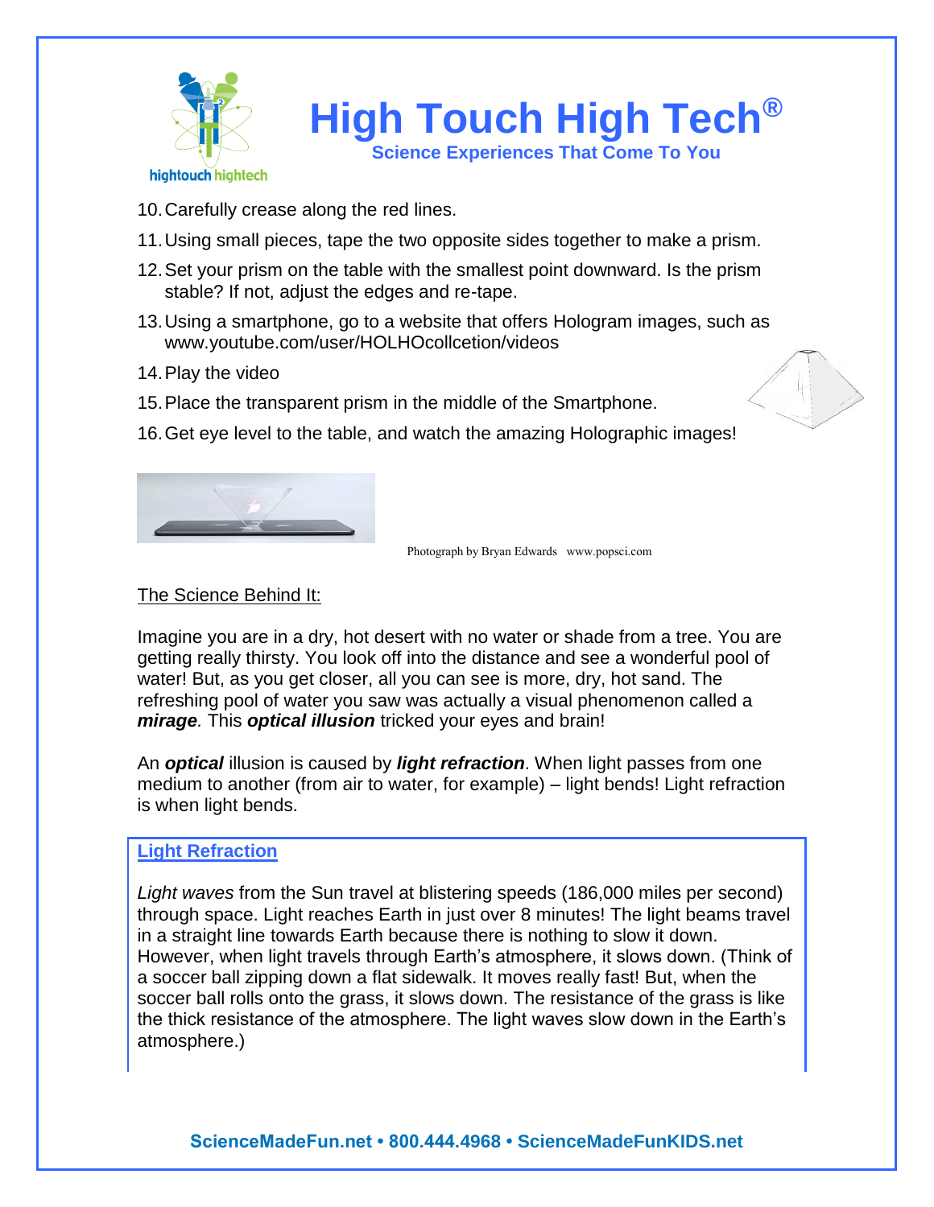10. Carefully crease along the red lines.
11. Using small pieces, tape the two opposite sides together to make a prism.
12. Set your prism on the table with the smallest point downward. Is the prism stable? If not, adjust the edges and re-tape.
13. Using a smartphone, go to a website that offers Hologram images, such as www.youtube.com/user/HOLHOcollcetion/videos
14. Play the video
15. Place the transparent prism in the middle of the Smartphone.
16. Get eye level to the table, and watch the amazing Holographic images!

Photograph by Bryan Edwards www.popsci.com

<u>The Science Behind It:</u>

Imagine you are in a dry, hot desert with no water or shade from a tree. You are getting really thirsty. You look off into the distance and see a wonderful pool of water! But, as you get closer, all you can see is more, dry, hot sand. The refreshing pool of water you saw was actually a visual phenomenon called a ***mirage***. This ***optical illusion*** tricked your eyes and brain!

An ***optical*** illusion is caused by ***light refraction***. When light passes from one medium to another (from air to water, for example) – light bends! Light refraction is when light bends.

## Light Refraction

*Light waves* from the Sun travel at blistering speeds (186,000 miles per second) through space. Light reaches Earth in just over 8 minutes! The light beams travel in a straight line towards Earth because there is nothing to slow it down. However, when light travels through Earth's atmosphere, it slows down. (Think of a soccer ball zipping down a flat sidewalk. It moves really fast! But, when the soccer ball rolls onto the grass, it slows down. The resistance of the grass is like the thick resistance of the atmosphere. The light waves slow down in the Earth's atmosphere.)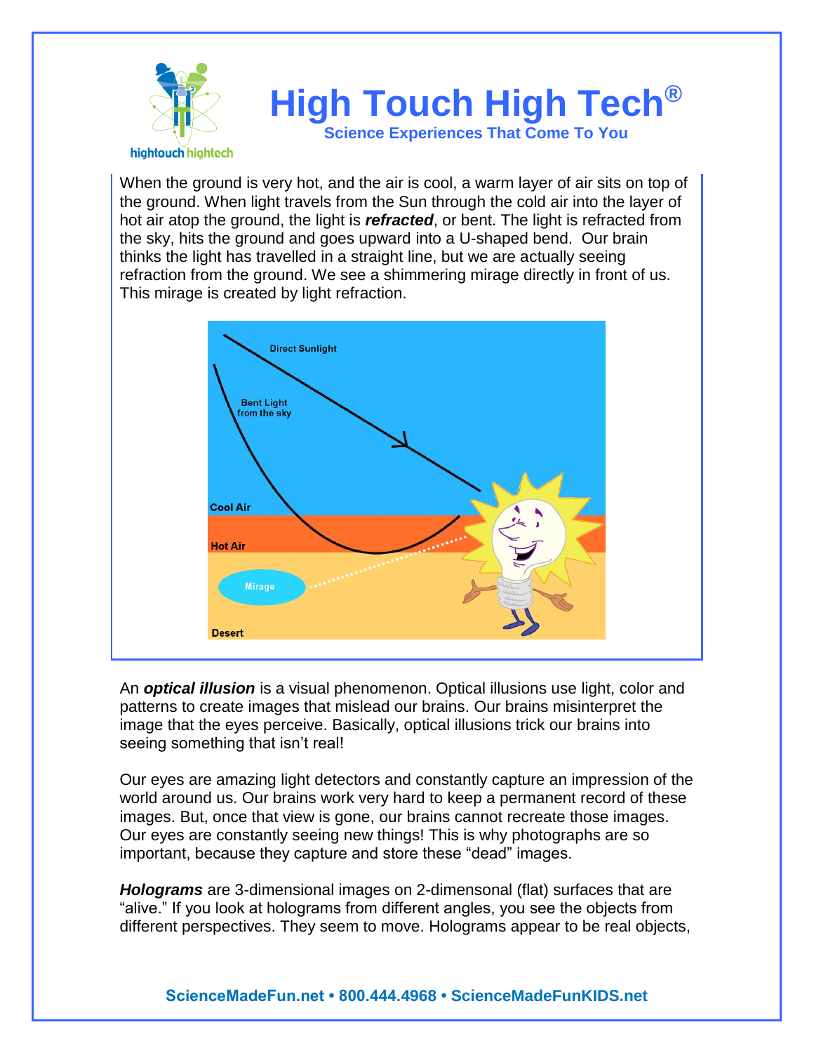When the ground is very hot, and the air is cool, a warm layer of air sits on top of the ground. When light travels from the Sun through the cold air into the layer of hot air atop the ground, the light is ***refracted***, or bent. The light is refracted from the sky, hits the ground and goes upward into a U-shaped bend. Our brain thinks the light has travelled in a straight line, but we are actually seeing refraction from the ground. We see a shimmering mirage directly in front of us. This mirage is created by light refraction.

An ***optical illusion*** is a visual phenomenon. Optical illusions use light, color and patterns to create images that mislead our brains. Our brains misinterpret the image that the eyes perceive. Basically, optical illusions trick our brains into seeing something that isn't real!

Our eyes are amazing light detectors and constantly capture an impression of the world around us. Our brains work very hard to keep a permanent record of these images. But, once that view is gone, our brains cannot recreate those images. Our eyes are constantly seeing new things! This is why photographs are so important, because they capture and store these "dead" images.

***Holograms*** are 3-dimensional images on 2-dimensonal (flat) surfaces that are "alive." If you look at holograms from different angles, you see the objects from different perspectives. They seem to move. Holograms appear to be real objects,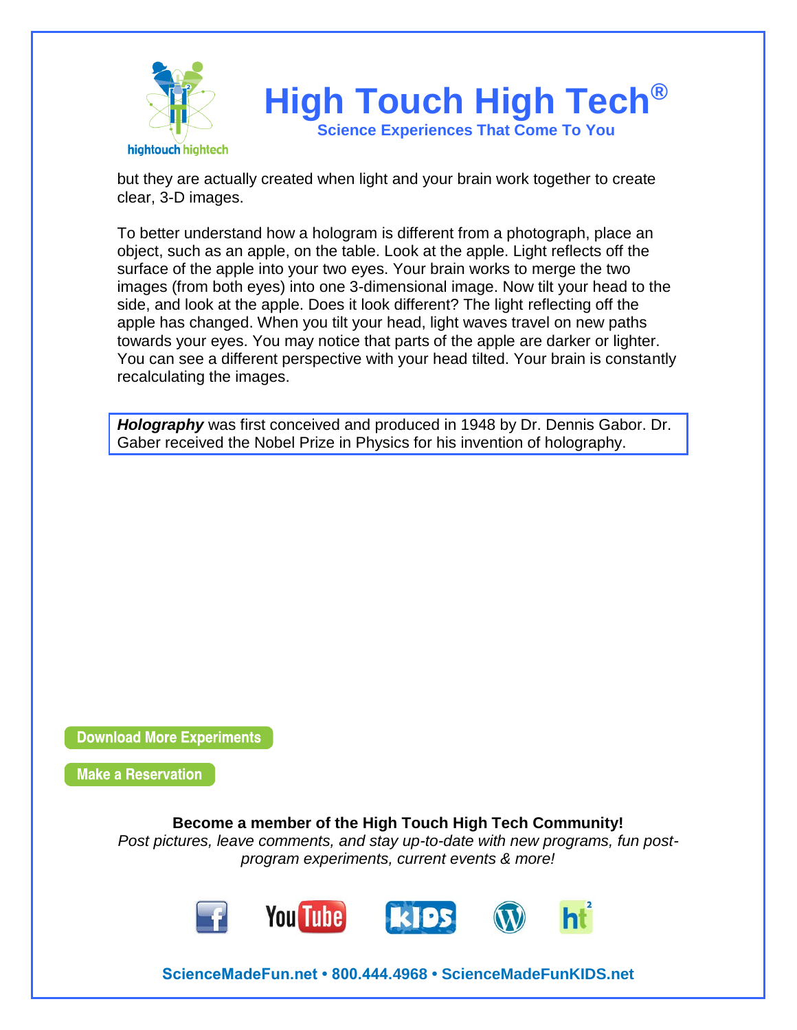but they are actually created when light and your brain work together to create clear, 3-D images.

To better understand how a hologram is different from a photograph, place an object, such as an apple, on the table. Look at the apple. Light reflects off the surface of the apple into your two eyes. Your brain works to merge the two images (from both eyes) into one 3-dimensional image. Now tilt your head to the side, and look at the apple. Does it look different? The light reflecting off the apple has changed. When you tilt your head, light waves travel on new paths towards your eyes. You may notice that parts of the apple are darker or lighter. You can see a different perspective with your head tilted. Your brain is constantly recalculating the images.

***Holography*** was first conceived and produced in 1948 by Dr. Dennis Gabor. Dr. Gaber received the Nobel Prize in Physics for his invention of holography.

Download More Experiments

Make a Reservation

**Become a member of the High Touch High Tech Community!**

*Post pictures, leave comments, and stay up-to-date with new programs, fun post-program experiments, current events & more!*

**ScienceMadeFun.net • 800.444.4968 • ScienceMadeFunKIDS.net**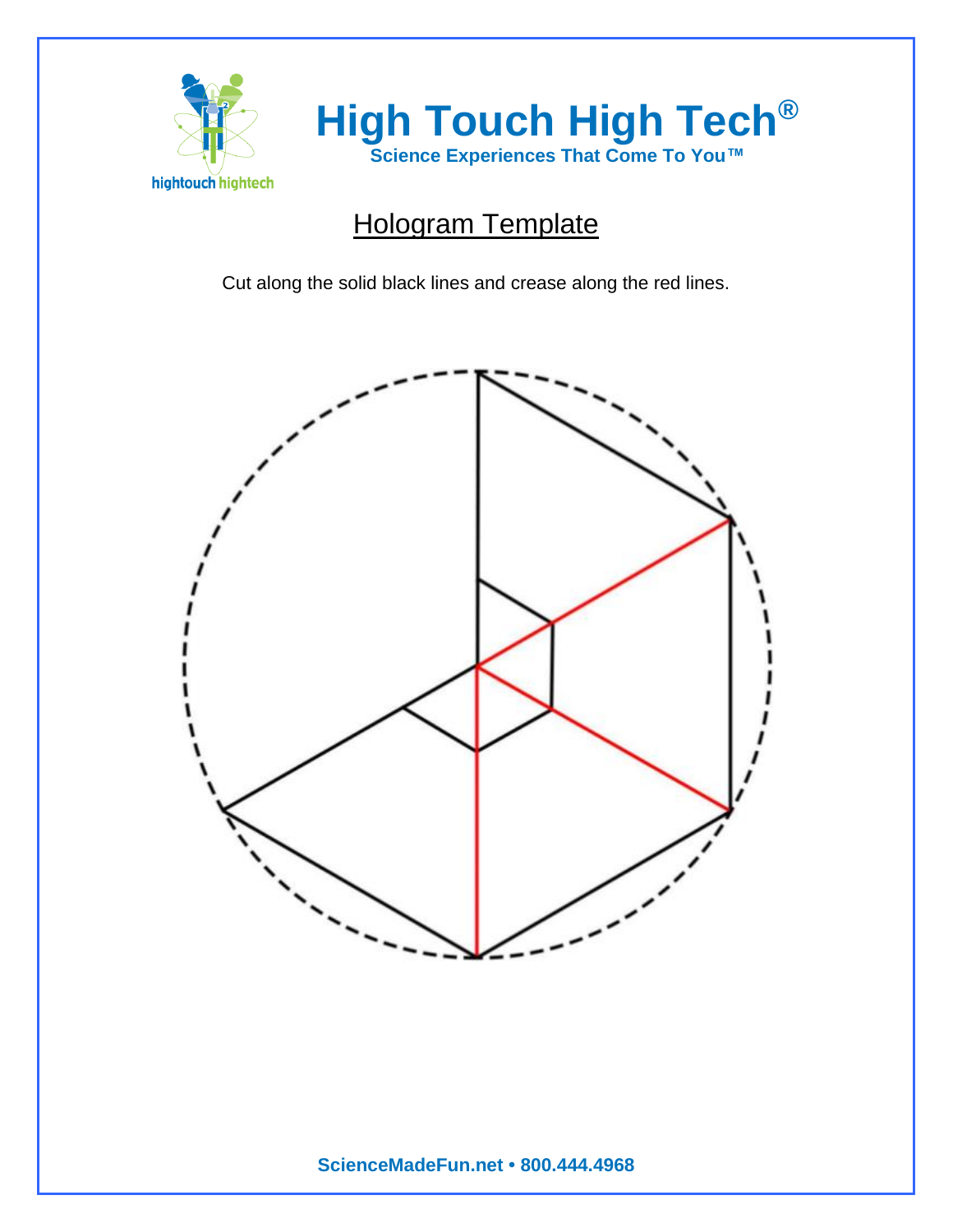# High Touch High Tech®

**Science Experiences That Come To You™**

## Hologram Template

Cut along the solid black lines and crease along the red lines.

**ScienceMadeFun.net • 800.444.4968**